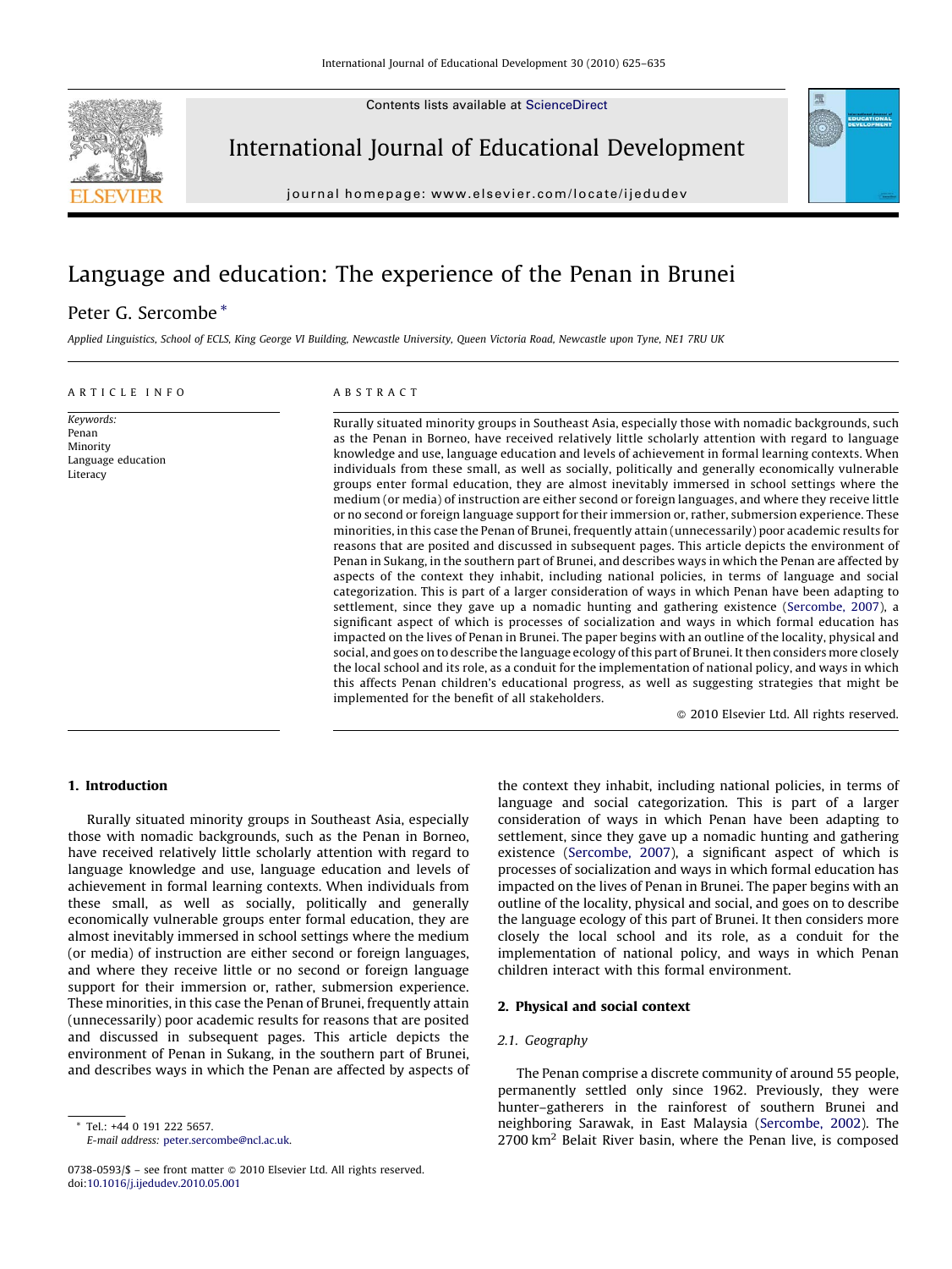Contents lists available at ScienceDirect

International Journal of Educational Development

journal homepage: www.elsevier.com/locate/ijedudev

# Language and education: The experience of the Penan in Brunei

Peter G. Sercombe *

Applied Linguistics, School of ECLS, King George VI Building, Newcastle University, Queen Victoria Road, Newcastle upon Tyne, NE1 7RU UK

ARTICLE INFO

*Keywords:*
Penan
Minority
Language education
Literacy

ABSTRACT

Rurally situated minority groups in Southeast Asia, especially those with nomadic backgrounds, such as the Penan in Borneo, have received relatively little scholarly attention with regard to language knowledge and use, language education and levels of achievement in formal learning contexts. When individuals from these small, as well as socially, politically and generally economically vulnerable groups enter formal education, they are almost inevitably immersed in school settings where the medium (or media) of instruction are either second or foreign languages, and where they receive little or no second or foreign language support for their immersion or, rather, submersion experience. These minorities, in this case the Penan of Brunei, frequently attain (unnecessarily) poor academic results for reasons that are posited and discussed in subsequent pages. This article depicts the environment of Penan in Sukang, in the southern part of Brunei, and describes ways in which the Penan are affected by aspects of the context they inhabit, including national policies, in terms of language and social categorization. This is part of a larger consideration of ways in which Penan have been adapting to settlement, since they gave up a nomadic hunting and gathering existence (Sercombe, 2007), a significant aspect of which is processes of socialization and ways in which formal education has impacted on the lives of Penan in Brunei. The paper begins with an outline of the locality, physical and social, and goes on to describe the language ecology of this part of Brunei. It then considers more closely the local school and its role, as a conduit for the implementation of national policy, and ways in which this affects Penan children's educational progress, as well as suggesting strategies that might be implemented for the benefit of all stakeholders.

© 2010 Elsevier Ltd. All rights reserved.

## 1. Introduction

Rurally situated minority groups in Southeast Asia, especially those with nomadic backgrounds, such as the Penan in Borneo, have received relatively little scholarly attention with regard to language knowledge and use, language education and levels of achievement in formal learning contexts. When individuals from these small, as well as socially, politically and generally economically vulnerable groups enter formal education, they are almost inevitably immersed in school settings where the medium (or media) of instruction are either second or foreign languages, and where they receive little or no second or foreign language support for their immersion or, rather, submersion experience. These minorities, in this case the Penan of Brunei, frequently attain (unnecessarily) poor academic results for reasons that are posited and discussed in subsequent pages. This article depicts the environment of Penan in Sukang, in the southern part of Brunei, and describes ways in which the Penan are affected by aspects of the context they inhabit, including national policies, in terms of language and social categorization. This is part of a larger consideration of ways in which Penan have been adapting to settlement, since they gave up a nomadic hunting and gathering existence (Sercombe, 2007), a significant aspect of which is processes of socialization and ways in which formal education has impacted on the lives of Penan in Brunei. The paper begins with an outline of the locality, physical and social, and goes on to describe the language ecology of this part of Brunei. It then considers more closely the local school and its role, as a conduit for the implementation of national policy, and ways in which Penan children interact with this formal environment.

## 2. Physical and social context

### 2.1. Geography

The Penan comprise a discrete community of around 55 people, permanently settled only since 1962. Previously, they were hunter–gatherers in the rainforest of southern Brunei and neighboring Sarawak, in East Malaysia (Sercombe, 2002). The 2700 km$^2$ Belait River basin, where the Penan live, is composed

* Tel.: +44 0 191 222 5657.
*E-mail address:* peter.sercombe@ncl.ac.uk.

0738-0593/$ – see front matter © 2010 Elsevier Ltd. All rights reserved.
doi:10.1016/j.ijedudev.2010.05.001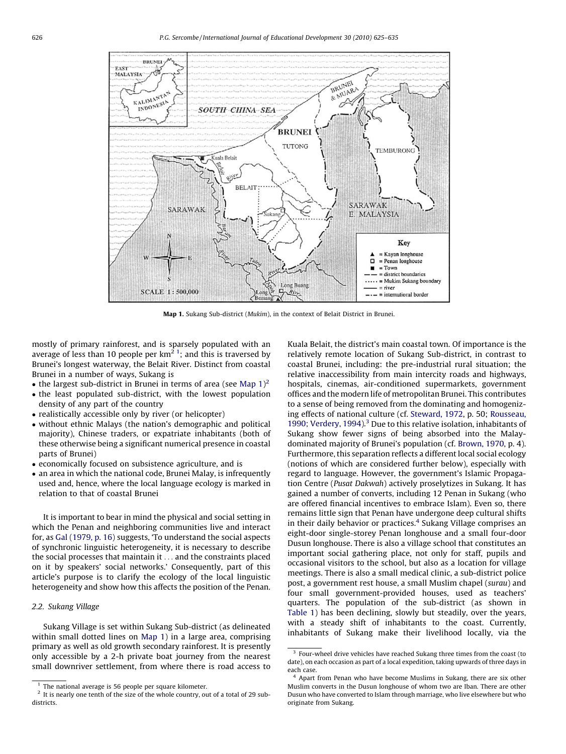Map 1. Sukang Sub-district (*Mukim*), in the context of Belait District in Brunei.

mostly of primary rainforest, and is sparsely populated with an average of less than 10 people per $km^2$ [1]; and this is traversed by Brunei's longest waterway, the Belait River. Distinct from coastal Brunei in a number of ways, Sukang is

- the largest sub-district in Brunei in terms of area (see Map 1)[2]
- the least populated sub-district, with the lowest population density of any part of the country
- realistically accessible only by river (or helicopter)
- without ethnic Malays (the nation's demographic and political majority), Chinese traders, or expatriate inhabitants (both of these otherwise being a significant numerical presence in coastal parts of Brunei)
- economically focused on subsistence agriculture, and is
- an area in which the national code, Brunei Malay, is infrequently used and, hence, where the local language ecology is marked in relation to that of coastal Brunei

It is important to bear in mind the physical and social setting in which the Penan and neighboring communities live and interact for, as Gal (1979, p. 16) suggests, 'To understand the social aspects of synchronic linguistic heterogeneity, it is necessary to describe the social processes that maintain it ... and the constraints placed on it by speakers' social networks.' Consequently, part of this article's purpose is to clarify the ecology of the local linguistic heterogeneity and show how this affects the position of the Penan.

### 2.2. Sukang Village

Sukang Village is set within Sukang Sub-district (as delineated within small dotted lines on Map 1) in a large area, comprising primary as well as old growth secondary rainforest. It is presently only accessible by a 2-h private boat journey from the nearest small downriver settlement, from where there is road access to Kuala Belait, the district's main coastal town. Of importance is the relatively remote location of Sukang Sub-district, in contrast to coastal Brunei, including: the pre-industrial rural situation; the relative inaccessibility from main intercity roads and highways, hospitals, cinemas, air-conditioned supermarkets, government offices and the modern life of metropolitan Brunei. This contributes to a sense of being removed from the dominating and homogenizing effects of national culture (cf. Steward, 1972, p. 50; Rousseau, 1990; Verdery, 1994).[3] Due to this relative isolation, inhabitants of Sukang show fewer signs of being absorbed into the Malay-dominated majority of Brunei's population (cf. Brown, 1970, p. 4). Furthermore, this separation reflects a different local social ecology (notions of which are considered further below), especially with regard to language. However, the government's Islamic Propagation Centre (*Pusat Dakwah*) actively proselytizes in Sukang. It has gained a number of converts, including 12 Penan in Sukang (who are offered financial incentives to embrace Islam). Even so, there remains little sign that Penan have undergone deep cultural shifts in their daily behavior or practices.[4] Sukang Village comprises an eight-door single-storey Penan longhouse and a small four-door Dusun longhouse. There is also a village school that constitutes an important social gathering place, not only for staff, pupils and occasional visitors to the school, but also as a location for village meetings. There is also a small medical clinic, a sub-district police post, a government rest house, a small Muslim chapel (*surau*) and four small government-provided houses, used as teachers' quarters. The population of the sub-district (as shown in Table 1) has been declining, slowly but steadily, over the years, with a steady shift of inhabitants to the coast. Currently, inhabitants of Sukang make their livelihood locally, via the

---

[1] The national average is 56 people per square kilometer.

[2] It is nearly one tenth of the size of the whole country, out of a total of 29 sub-districts.

[3] Four-wheel drive vehicles have reached Sukang three times from the coast (to date), on each occasion as part of a local expedition, taking upwards of three days in each case.

[4] Apart from Penan who have become Muslims in Sukang, there are six other Muslim converts in the Dusun longhouse of whom two are Iban. There are other Dusun who have converted to Islam through marriage, who live elsewhere but who originate from Sukang.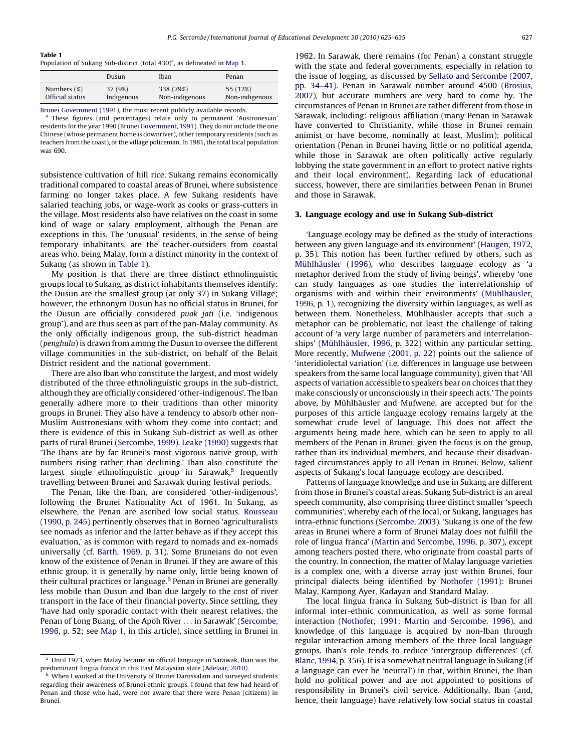**Table 1**
Population of Sukang Sub-district (total 430)[a], as delineated in Map 1.

| | Dusun | Iban | Penan |
|---|---|---|---|
| Numbers (%) | 37 (9%) | 338 (79%) | 55 (12%) |
| Official status | Indigenous | Non-indigenous | Non-indigenous |

Brunei Government (1991), the most recent publicly available records.

[a] These figures (and percentages) relate only to permanent 'Austronesian' residents for the year 1990 (Brunei Government, 1991). They do not include the one Chinese (whose permanent home is downriver), other temporary residents (such as teachers from the coast), or the village policeman. In 1981, the total local population was 690.

subsistence cultivation of hill rice. Sukang remains economically traditional compared to coastal areas of Brunei, where subsistence farming no longer takes place. A few Sukang residents have salaried teaching jobs, or wage-work as cooks or grass-cutters in the village. Most residents also have relatives on the coast in some kind of wage or salary employment, although the Penan are exceptions in this. The 'unusual' residents, in the sense of being temporary inhabitants, are the teacher-outsiders from coastal areas who, being Malay, form a distinct minority in the context of Sukang (as shown in Table 1).

My position is that there are three distinct ethnolinguistic groups local to Sukang, as district inhabitants themselves identify: the Dusun are the smallest group (at only 37) in Sukang Village; however, the ethnonym Dusun has no official status in Brunei, for the Dusun are officially considered *puak jati* (i.e. 'indigenous group'), and are thus seen as part of the pan-Malay community. As the only officially indigenous group, the sub-district headman (*penghulu*) is drawn from among the Dusun to oversee the different village communities in the sub-district, on behalf of the Belait District resident and the national government.

There are also Iban who constitute the largest, and most widely distributed of the three ethnolinguistic groups in the sub-district, although they are officially considered 'other-indigenous'. The Iban generally adhere more to their traditions than other minority groups in Brunei. They also have a tendency to absorb other non-Muslim Austronesians with whom they come into contact; and there is evidence of this in Sukang Sub-district as well as other parts of rural Brunei (Sercombe, 1999). Leake (1990) suggests that 'The Ibans are by far Brunei's most vigorous native group, with numbers rising rather than declining.' Iban also constitute the largest single ethnolinguistic group in Sarawak,[5] frequently travelling between Brunei and Sarawak during festival periods.

The Penan, like the Iban, are considered 'other-indigenous', following the Brunei Nationality Act of 1961. In Sukang, as elsewhere, the Penan are ascribed low social status. Rousseau (1990, p. 245) pertinently observes that in Borneo 'agriculturalists see nomads as inferior and the latter behave as if they accept this evaluation,' as is common with regard to nomads and ex-nomads universally (cf. Barth, 1969, p. 31). Some Bruneians do not even know of the existence of Penan in Brunei. If they are aware of this ethnic group, it is generally by name only, little being known of their cultural practices or language.[6] Penan in Brunei are generally less mobile than Dusun and Iban due largely to the cost of river transport in the face of their financial poverty. Since settling, they 'have had only sporadic contact with their nearest relatives, the Penan of Long Buang, of the Apoh River . . . in Sarawak' (Sercombe, 1996, p. 52; see Map 1, in this article), since settling in Brunei in 1962. In Sarawak, there remains (for Penan) a constant struggle with the state and federal governments, especially in relation to the issue of logging, as discussed by Sellato and Sercombe (2007, pp. 34–41). Penan in Sarawak number around 4500 (Brosius, 2007), but accurate numbers are very hard to come by. The circumstances of Penan in Brunei are rather different from those in Sarawak, including: religious affiliation (many Penan in Sarawak have converted to Christianity, while those in Brunei remain animist or have become, nominally at least, Muslim); political orientation (Penan in Brunei having little or no political agenda, while those in Sarawak are often politically active regularly lobbying the state government in an effort to protect native rights and their local environment). Regarding lack of educational success, however, there are similarities between Penan in Brunei and those in Sarawak.

## 3. Language ecology and use in Sukang Sub-district

'Language ecology may be defined as the study of interactions between any given language and its environment' (Haugen, 1972, p. 35). This notion has been further refined by others, such as Mühlhäusler (1996), who describes language ecology as 'a metaphor derived from the study of living beings', whereby 'one can study languages as one studies the interrelationship of organisms with and within their environments' (Mühlhäusler, 1996, p. 1), recognizing the diversity within languages, as well as between them. Nonetheless, Mühlhäusler accepts that such a metaphor can be problematic, not least the challenge of taking account of 'a very large number of parameters and interrelationships' (Mühlhäusler, 1996, p. 322) within any particular setting. More recently, Mufwene (2001, p. 22) points out the salience of 'interidiolectal variation' (i.e. differences in language use between speakers from the same local language community), given that 'All aspects of variation accessible to speakers bear on choices that they make consciously or unconsciously in their speech acts.' The points above, by Mühlhäusler and Mufwene, are accepted but for the purposes of this article language ecology remains largely at the somewhat crude level of language. This does not affect the arguments being made here, which can be seen to apply to all members of the Penan in Brunei, given the focus is on the group, rather than its individual members, and because their disadvantaged circumstances apply to all Penan in Brunei. Below, salient aspects of Sukang's local language ecology are described.

Patterns of language knowledge and use in Sukang are different from those in Brunei's coastal areas. Sukang Sub-district is an areal speech community, also comprising three distinct smaller 'speech communities', whereby each of the local, or Sukang, languages has intra-ethnic functions (Sercombe, 2003). 'Sukang is one of the few areas in Brunei where a form of Brunei Malay does not fulfill the role of lingua franca' (Martin and Sercombe, 1996, p. 307), except among teachers posted there, who originate from coastal parts of the country. In connection, the matter of Malay language varieties is a complex one, with a diverse array just within Brunei, four principal dialects being identified by Nothofer (1991): Brunei Malay, Kampong Ayer, Kadayan and Standard Malay.

The local lingua franca in Sukang Sub-district is Iban for all informal inter-ethnic communication, as well as some formal interaction (Nothofer, 1991; Martin and Sercombe, 1996), and knowledge of this language is acquired by non-Iban through regular interaction among members of the three local language groups. Iban's role tends to reduce 'intergroup differences' (cf. Blanc, 1994, p. 356). It is a somewhat neutral language in Sukang (if a language can ever be 'neutral') in that, within Brunei, the Iban hold no political power and are not appointed to positions of responsibility in Brunei's civil service. Additionally, Iban (and, hence, their language) have relatively low social status in coastal

[5] Until 1973, when Malay became an official language in Sarawak, Iban was the predominant lingua franca in this East Malaysian state (Adelaar, 2010).

[6] When I worked at the University of Brunei Darussalam and surveyed students regarding their awareness of Brunei ethnic groups, I found that few had heard of Penan and those who had, were not aware that there were Penan (citizens) in Brunei.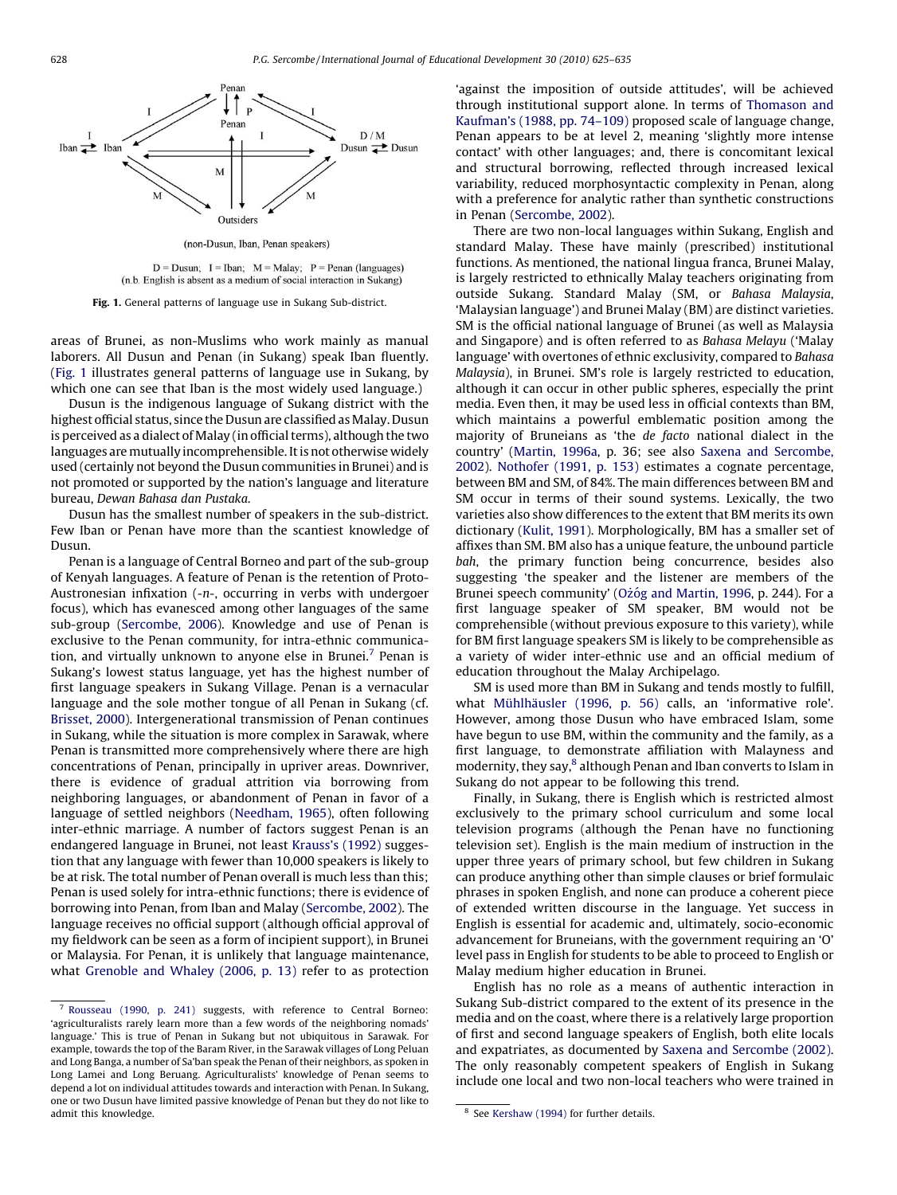(non-Dusun, Iban, Penan speakers)

D = Dusun; I = Iban; M = Malay; P = Penan (languages)
(n.b. English is absent as a medium of social interaction in Sukang)

**Fig. 1.** General patterns of language use in Sukang Sub-district.

areas of Brunei, as non-Muslims who work mainly as manual laborers. All Dusun and Penan (in Sukang) speak Iban fluently. (Fig. 1 illustrates general patterns of language use in Sukang, by which one can see that Iban is the most widely used language.)

Dusun is the indigenous language of Sukang district with the highest official status, since the Dusun are classified as Malay. Dusun is perceived as a dialect of Malay (in official terms), although the two languages are mutually incomprehensible. It is not otherwise widely used (certainly not beyond the Dusun communities in Brunei) and is not promoted or supported by the nation's language and literature bureau, *Dewan Bahasa dan Pustaka*.

Dusun has the smallest number of speakers in the sub-district. Few Iban or Penan have more than the scantiest knowledge of Dusun.

Penan is a language of Central Borneo and part of the sub-group of Kenyah languages. A feature of Penan is the retention of Proto-Austronesian infixation (*-n-*, occurring in verbs with undergoer focus), which has evanesced among other languages of the same sub-group (Sercombe, 2006). Knowledge and use of Penan is exclusive to the Penan community, for intra-ethnic communication, and virtually unknown to anyone else in Brunei.[7] Penan is Sukang's lowest status language, yet has the highest number of first language speakers in Sukang Village. Penan is a vernacular language and the sole mother tongue of all Penan in Sukang (cf. Brisset, 2000). Intergenerational transmission of Penan continues in Sukang, while the situation is more complex in Sarawak, where Penan is transmitted more comprehensively where there are high concentrations of Penan, principally in upriver areas. Downriver, there is evidence of gradual attrition via borrowing from neighboring languages, or abandonment of Penan in favor of a language of settled neighbors (Needham, 1965), often following inter-ethnic marriage. A number of factors suggest Penan is an endangered language in Brunei, not least Krauss's (1992) suggestion that any language with fewer than 10,000 speakers is likely to be at risk. The total number of Penan overall is much less than this; Penan is used solely for intra-ethnic functions; there is evidence of borrowing into Penan, from Iban and Malay (Sercombe, 2002). The language receives no official support (although official approval of my fieldwork can be seen as a form of incipient support), in Brunei or Malaysia. For Penan, it is unlikely that language maintenance, what Grenoble and Whaley (2006, p. 13) refer to as protection 'against the imposition of outside attitudes', will be achieved through institutional support alone. In terms of Thomason and Kaufman's (1988, pp. 74–109) proposed scale of language change, Penan appears to be at level 2, meaning 'slightly more intense contact' with other languages; and, there is concomitant lexical and structural borrowing, reflected through increased lexical variability, reduced morphosyntactic complexity in Penan, along with a preference for analytic rather than synthetic constructions in Penan (Sercombe, 2002).

There are two non-local languages within Sukang, English and standard Malay. These have mainly (prescribed) institutional functions. As mentioned, the national lingua franca, Brunei Malay, is largely restricted to ethnically Malay teachers originating from outside Sukang. Standard Malay (SM, or *Bahasa Malaysia*, 'Malaysian language') and Brunei Malay (BM) are distinct varieties. SM is the official national language of Brunei (as well as Malaysia and Singapore) and is often referred to as *Bahasa Melayu* ('Malay language' with overtones of ethnic exclusivity, compared to *Bahasa Malaysia*), in Brunei. SM's role is largely restricted to education, although it can occur in other public spheres, especially the print media. Even then, it may be used less in official contexts than BM, which maintains a powerful emblematic position among the majority of Bruneians as 'the *de facto* national dialect in the country' (Martin, 1996a, p. 36; see also Saxena and Sercombe, 2002). Nothofer (1991, p. 153) estimates a cognate percentage, between BM and SM, of 84%. The main differences between BM and SM occur in terms of their sound systems. Lexically, the two varieties also show differences to the extent that BM merits its own dictionary (Kulit, 1991). Morphologically, BM has a smaller set of affixes than SM. BM also has a unique feature, the unbound particle *bah*, the primary function being concurrence, besides also suggesting 'the speaker and the listener are members of the Brunei speech community' (Ożóg and Martin, 1996, p. 244). For a first language speaker of SM speaker, BM would not be comprehensible (without previous exposure to this variety), while for BM first language speakers SM is likely to be comprehensible as a variety of wider inter-ethnic use and an official medium of education throughout the Malay Archipelago.

SM is used more than BM in Sukang and tends mostly to fulfill, what Mühlhäusler (1996, p. 56) calls, an 'informative role'. However, among those Dusun who have embraced Islam, some have begun to use BM, within the community and the family, as a first language, to demonstrate affiliation with Malayness and modernity, they say,[8] although Penan and Iban converts to Islam in Sukang do not appear to be following this trend.

Finally, in Sukang, there is English which is restricted almost exclusively to the primary school curriculum and some local television programs (although the Penan have no functioning television set). English is the main medium of instruction in the upper three years of primary school, but few children in Sukang can produce anything other than simple clauses or brief formulaic phrases in spoken English, and none can produce a coherent piece of extended written discourse in the language. Yet success in English is essential for academic and, ultimately, socio-economic advancement for Bruneians, with the government requiring an 'O' level pass in English for students to be able to proceed to English or Malay medium higher education in Brunei.

English has no role as a means of authentic interaction in Sukang Sub-district compared to the extent of its presence in the media and on the coast, where there is a relatively large proportion of first and second language speakers of English, both elite locals and expatriates, as documented by Saxena and Sercombe (2002). The only reasonably competent speakers of English in Sukang include one local and two non-local teachers who were trained in

---

[7] Rousseau (1990, p. 241) suggests, with reference to Central Borneo: 'agriculturalists rarely learn more than a few words of the neighboring nomads' language.' This is true of Penan in Sukang but not ubiquitous in Sarawak. For example, towards the top of the Baram River, in the Sarawak villages of Long Peluan and Long Banga, a number of Sa'ban speak the Penan of their neighbors, as spoken in Long Lamei and Long Beruang. Agriculturalists' knowledge of Penan seems to depend a lot on individual attitudes towards and interaction with Penan. In Sukang, one or two Dusun have limited passive knowledge of Penan but they do not like to admit this knowledge.

[8] See Kershaw (1994) for further details.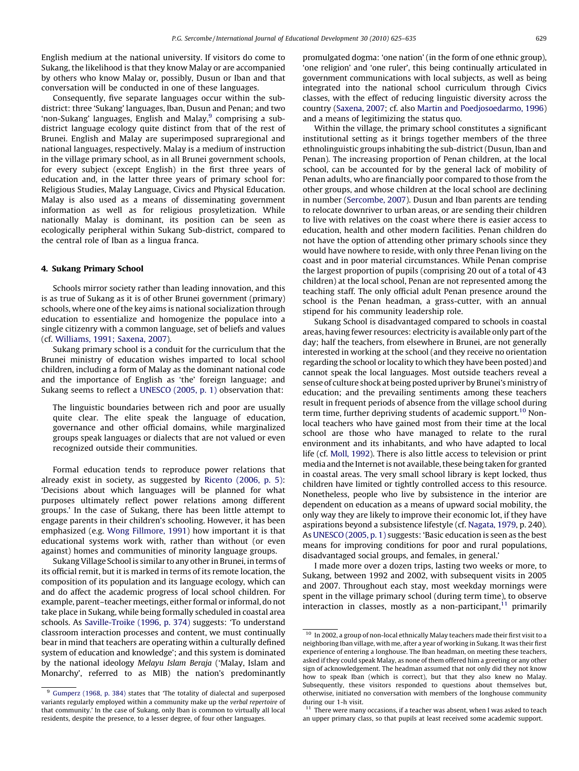English medium at the national university. If visitors do come to Sukang, the likelihood is that they know Malay or are accompanied by others who know Malay or, possibly, Dusun or Iban and that conversation will be conducted in one of these languages.

Consequently, five separate languages occur within the sub-district: three 'Sukang' languages, Iban, Dusun and Penan; and two 'non-Sukang' languages, English and Malay,[9] comprising a sub-district language ecology quite distinct from that of the rest of Brunei. English and Malay are superimposed supraregional and national languages, respectively. Malay is a medium of instruction in the village primary school, as in all Brunei government schools, for every subject (except English) in the first three years of education and, in the latter three years of primary school for: Religious Studies, Malay Language, Civics and Physical Education. Malay is also used as a means of disseminating government information as well as for religious prosyletization. While nationally Malay is dominant, its position can be seen as ecologically peripheral within Sukang Sub-district, compared to the central role of Iban as a lingua franca.

## 4. Sukang Primary School

Schools mirror society rather than leading innovation, and this is as true of Sukang as it is of other Brunei government (primary) schools, where one of the key aims is national socialization through education to essentialize and homogenize the populace into a single citizenry with a common language, set of beliefs and values (cf. Williams, 1991; Saxena, 2007).

Sukang primary school is a conduit for the curriculum that the Brunei ministry of education wishes imparted to local school children, including a form of Malay as the dominant national code and the importance of English as 'the' foreign language; and Sukang seems to reflect a UNESCO (2005, p. 1) observation that:

> The linguistic boundaries between rich and poor are usually quite clear. The elite speak the language of education, governance and other official domains, while marginalized groups speak languages or dialects that are not valued or even recognized outside their communities.

Formal education tends to reproduce power relations that already exist in society, as suggested by Ricento (2006, p. 5): 'Decisions about which languages will be planned for what purposes ultimately reflect power relations among different groups.' In the case of Sukang, there has been little attempt to engage parents in their children's schooling. However, it has been emphasized (e.g. Wong Fillmore, 1991) how important it is that educational systems work with, rather than without (or even against) homes and communities of minority language groups.

Sukang Village School is similar to any other in Brunei, in terms of its official remit, but it is marked in terms of its remote location, the composition of its population and its language ecology, which can and do affect the academic progress of local school children. For example, parent–teacher meetings, either formal or informal, do not take place in Sukang, while being formally scheduled in coastal area schools. As Saville-Troike (1996, p. 374) suggests: 'To understand classroom interaction processes and content, we must continually bear in mind that teachers are operating within a culturally defined system of education and knowledge'; and this system is dominated by the national ideology *Melayu Islam Beraja* ('Malay, Islam and Monarchy', referred to as MIB) the nation's predominantly promulgated dogma: 'one nation' (in the form of one ethnic group), 'one religion' and 'one ruler', this being continually articulated in government communications with local subjects, as well as being integrated into the national school curriculum through Civics classes, with the effect of reducing linguistic diversity across the country (Saxena, 2007; cf. also Martin and Poedjosoedarmo, 1996) and a means of legitimizing the status quo.

Within the village, the primary school constitutes a significant institutional setting as it brings together members of the three ethnolinguistic groups inhabiting the sub-district (Dusun, Iban and Penan). The increasing proportion of Penan children, at the local school, can be accounted for by the general lack of mobility of Penan adults, who are financially poor compared to those from the other groups, and whose children at the local school are declining in number (Sercombe, 2007). Dusun and Iban parents are tending to relocate downriver to urban areas, or are sending their children to live with relatives on the coast where there is easier access to education, health and other modern facilities. Penan children do not have the option of attending other primary schools since they would have nowhere to reside, with only three Penan living on the coast and in poor material circumstances. While Penan comprise the largest proportion of pupils (comprising 20 out of a total of 43 children) at the local school, Penan are not represented among the teaching staff. The only official adult Penan presence around the school is the Penan headman, a grass-cutter, with an annual stipend for his community leadership role.

Sukang School is disadvantaged compared to schools in coastal areas, having fewer resources: electricity is available only part of the day; half the teachers, from elsewhere in Brunei, are not generally interested in working at the school (and they receive no orientation regarding the school or locality to which they have been posted) and cannot speak the local languages. Most outside teachers reveal a sense of culture shock at being posted upriver by Brunei's ministry of education; and the prevailing sentiments among these teachers result in frequent periods of absence from the village school during term time, further depriving students of academic support.[10] Non-local teachers who have gained most from their time at the local school are those who have managed to relate to the rural environment and its inhabitants, and who have adapted to local life (cf. Moll, 1992). There is also little access to television or print media and the Internet is not available, these being taken for granted in coastal areas. The very small school library is kept locked, thus children have limited or tightly controlled access to this resource. Nonetheless, people who live by subsistence in the interior are dependent on education as a means of upward social mobility, the only way they are likely to improve their economic lot, if they have aspirations beyond a subsistence lifestyle (cf. Nagata, 1979, p. 240). As UNESCO (2005, p. 1) suggests: 'Basic education is seen as the best means for improving conditions for poor and rural populations, disadvantaged social groups, and females, in general.'

I made more over a dozen trips, lasting two weeks or more, to Sukang, between 1992 and 2002, with subsequent visits in 2005 and 2007. Throughout each stay, most weekday mornings were spent in the village primary school (during term time), to observe interaction in classes, mostly as a non-participant,[11] primarily

---

[9] Gumperz (1968, p. 384) states that 'The totality of dialectal and superposed variants regularly employed within a community make up the *verbal repertoire* of that community.' In the case of Sukang, only Iban is common to virtually all local residents, despite the presence, to a lesser degree, of four other languages.

[10] In 2002, a group of non-local ethnically Malay teachers made their first visit to a neighboring Iban village, with me, after a year of working in Sukang. It was their first experience of entering a longhouse. The Iban headman, on meeting these teachers, asked if they could speak Malay, as none of them offered him a greeting or any other sign of acknowledgement. The headman assumed that not only did they not know how to speak Iban (which is correct), but that they also knew no Malay. Subsequently, these visitors responded to questions about themselves but, otherwise, initiated no conversation with members of the longhouse community during our 1-h visit.

[11] There were many occasions, if a teacher was absent, when I was asked to teach an upper primary class, so that pupils at least received some academic support.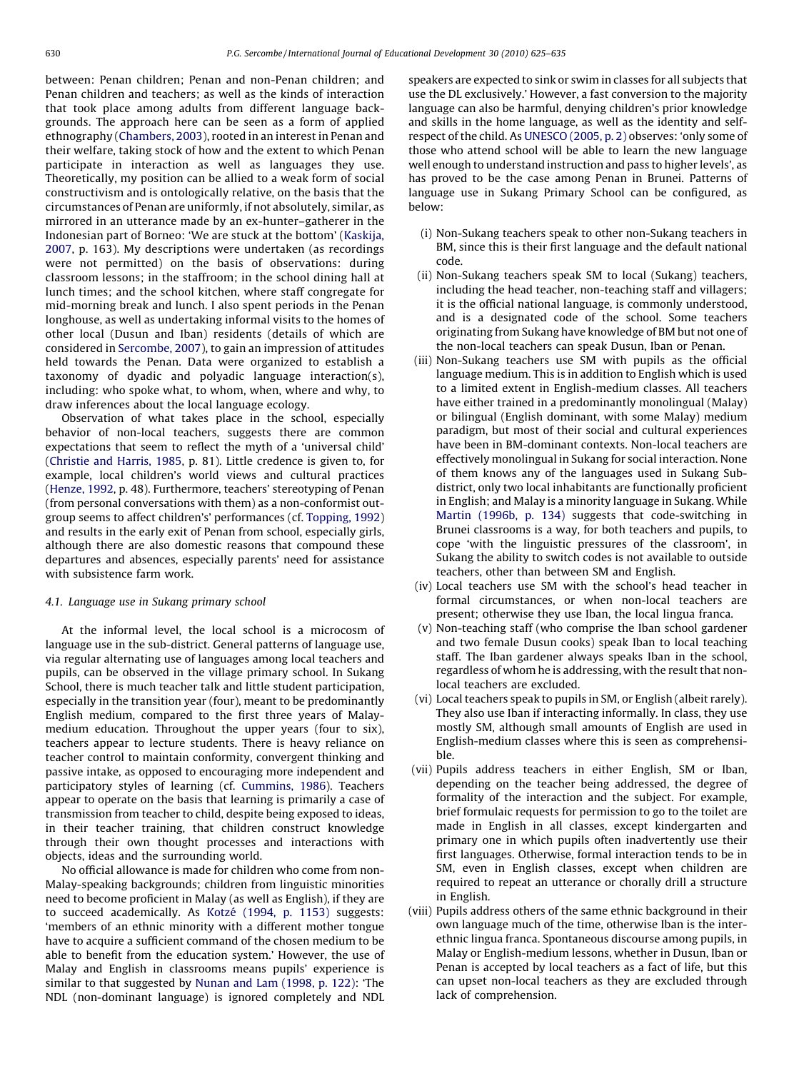between: Penan children; Penan and non-Penan children; and Penan children and teachers; as well as the kinds of interaction that took place among adults from different language backgrounds. The approach here can be seen as a form of applied ethnography (Chambers, 2003), rooted in an interest in Penan and their welfare, taking stock of how and the extent to which Penan participate in interaction as well as languages they use. Theoretically, my position can be allied to a weak form of social constructivism and is ontologically relative, on the basis that the circumstances of Penan are uniformly, if not absolutely, similar, as mirrored in an utterance made by an ex-hunter–gatherer in the Indonesian part of Borneo: 'We are stuck at the bottom' (Kaskija, 2007, p. 163). My descriptions were undertaken (as recordings were not permitted) on the basis of observations: during classroom lessons; in the staffroom; in the school dining hall at lunch times; and the school kitchen, where staff congregate for mid-morning break and lunch. I also spent periods in the Penan longhouse, as well as undertaking informal visits to the homes of other local (Dusun and Iban) residents (details of which are considered in Sercombe, 2007), to gain an impression of attitudes held towards the Penan. Data were organized to establish a taxonomy of dyadic and polyadic language interaction(s), including: who spoke what, to whom, when, where and why, to draw inferences about the local language ecology.

Observation of what takes place in the school, especially behavior of non-local teachers, suggests there are common expectations that seem to reflect the myth of a 'universal child' (Christie and Harris, 1985, p. 81). Little credence is given to, for example, local children's world views and cultural practices (Henze, 1992, p. 48). Furthermore, teachers' stereotyping of Penan (from personal conversations with them) as a non-conformist out-group seems to affect children's's performances (cf. Topping, 1992) and results in the early exit of Penan from school, especially girls, although there are also domestic reasons that compound these departures and absences, especially parents' need for assistance with subsistence farm work.

### 4.1. Language use in Sukang primary school

At the informal level, the local school is a microcosm of language use in the sub-district. General patterns of language use, via regular alternating use of languages among local teachers and pupils, can be observed in the village primary school. In Sukang School, there is much teacher talk and little student participation, especially in the transition year (four), meant to be predominantly English medium, compared to the first three years of Malay-medium education. Throughout the upper years (four to six), teachers appear to lecture students. There is heavy reliance on teacher control to maintain conformity, convergent thinking and passive intake, as opposed to encouraging more independent and participatory styles of learning (cf. Cummins, 1986). Teachers appear to operate on the basis that learning is primarily a case of transmission from teacher to child, despite being exposed to ideas, in their teacher training, that children construct knowledge through their own thought processes and interactions with objects, ideas and the surrounding world.

No official allowance is made for children who come from non-Malay-speaking backgrounds; children from linguistic minorities need to become proficient in Malay (as well as English), if they are to succeed academically. As Kotzé (1994, p. 1153) suggests: 'members of an ethnic minority with a different mother tongue have to acquire a sufficient command of the chosen medium to be able to benefit from the education system.' However, the use of Malay and English in classrooms means pupils' experience is similar to that suggested by Nunan and Lam (1998, p. 122): 'The NDL (non-dominant language) is ignored completely and NDL speakers are expected to sink or swim in classes for all subjects that use the DL exclusively.' However, a fast conversion to the majority language can also be harmful, denying children's prior knowledge and skills in the home language, as well as the identity and self-respect of the child. As UNESCO (2005, p. 2) observes: 'only some of those who attend school will be able to learn the new language well enough to understand instruction and pass to higher levels', as has proved to be the case among Penan in Brunei. Patterns of language use in Sukang Primary School can be configured, as below:

(i) Non-Sukang teachers speak to other non-Sukang teachers in BM, since this is their first language and the default national code.

(ii) Non-Sukang teachers speak SM to local (Sukang) teachers, including the head teacher, non-teaching staff and villagers; it is the official national language, is commonly understood, and is a designated code of the school. Some teachers originating from Sukang have knowledge of BM but not one of the non-local teachers can speak Dusun, Iban or Penan.

(iii) Non-Sukang teachers use SM with pupils as the official language medium. This is in addition to English which is used to a limited extent in English-medium classes. All teachers have either trained in a predominantly monolingual (Malay) or bilingual (English dominant, with some Malay) medium paradigm, but most of their social and cultural experiences have been in BM-dominant contexts. Non-local teachers are effectively monolingual in Sukang for social interaction. None of them knows any of the languages used in Sukang Sub-district, only two local inhabitants are functionally proficient in English; and Malay is a minority language in Sukang. While Martin (1996b, p. 134) suggests that code-switching in Brunei classrooms is a way, for both teachers and pupils, to cope 'with the linguistic pressures of the classroom', in Sukang the ability to switch codes is not available to outside teachers, other than between SM and English.

(iv) Local teachers use SM with the school's head teacher in formal circumstances, or when non-local teachers are present; otherwise they use Iban, the local lingua franca.

(v) Non-teaching staff (who comprise the Iban school gardener and two female Dusun cooks) speak Iban to local teaching staff. The Iban gardener always speaks Iban in the school, regardless of whom he is addressing, with the result that non-local teachers are excluded.

(vi) Local teachers speak to pupils in SM, or English (albeit rarely). They also use Iban if interacting informally. In class, they use mostly SM, although small amounts of English are used in English-medium classes where this is seen as comprehensible.

(vii) Pupils address teachers in either English, SM or Iban, depending on the teacher being addressed, the degree of formality of the interaction and the subject. For example, brief formulaic requests for permission to go to the toilet are made in English in all classes, except kindergarten and primary one in which pupils often inadvertently use their first languages. Otherwise, formal interaction tends to be in SM, even in English classes, except when children are required to repeat an utterance or chorally drill a structure in English.

(viii) Pupils address others of the same ethnic background in their own language much of the time, otherwise Iban is the inter-ethnic lingua franca. Spontaneous discourse among pupils, in Malay or English-medium lessons, whether in Dusun, Iban or Penan is accepted by local teachers as a fact of life, but this can upset non-local teachers as they are excluded through lack of comprehension.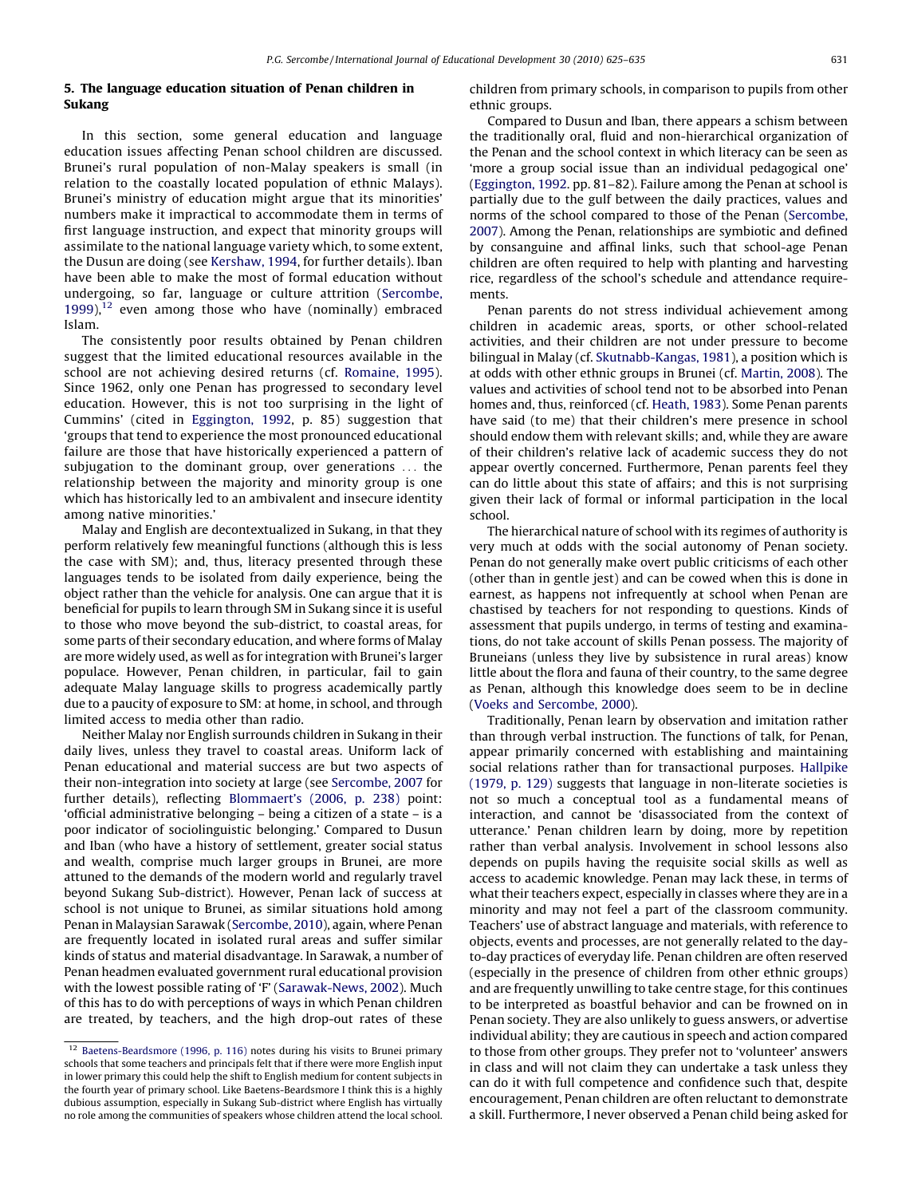## 5. The language education situation of Penan children in Sukang

In this section, some general education and language education issues affecting Penan school children are discussed. Brunei's rural population of non-Malay speakers is small (in relation to the coastally located population of ethnic Malays). Brunei's ministry of education might argue that its minorities' numbers make it impractical to accommodate them in terms of first language instruction, and expect that minority groups will assimilate to the national language variety which, to some extent, the Dusun are doing (see Kershaw, 1994, for further details). Iban have been able to make the most of formal education without undergoing, so far, language or culture attrition (Sercombe, 1999),[12] even among those who have (nominally) embraced Islam.

The consistently poor results obtained by Penan children suggest that the limited educational resources available in the school are not achieving desired returns (cf. Romaine, 1995). Since 1962, only one Penan has progressed to secondary level education. However, this is not too surprising in the light of Cummins' (cited in Eggington, 1992, p. 85) suggestion that 'groups that tend to experience the most pronounced educational failure are those that have historically experienced a pattern of subjugation to the dominant group, over generations ... the relationship between the majority and minority group is one which has historically led to an ambivalent and insecure identity among native minorities.'

Malay and English are decontextualized in Sukang, in that they perform relatively few meaningful functions (although this is less the case with SM); and, thus, literacy presented through these languages tends to be isolated from daily experience, being the object rather than the vehicle for analysis. One can argue that it is beneficial for pupils to learn through SM in Sukang since it is useful to those who move beyond the sub-district, to coastal areas, for some parts of their secondary education, and where forms of Malay are more widely used, as well as for integration with Brunei's larger populace. However, Penan children, in particular, fail to gain adequate Malay language skills to progress academically partly due to a paucity of exposure to SM: at home, in school, and through limited access to media other than radio.

Neither Malay nor English surrounds children in Sukang in their daily lives, unless they travel to coastal areas. Uniform lack of Penan educational and material success are but two aspects of their non-integration into society at large (see Sercombe, 2007 for further details), reflecting Blommaert's (2006, p. 238) point: 'official administrative belonging – being a citizen of a state – is a poor indicator of sociolinguistic belonging.' Compared to Dusun and Iban (who have a history of settlement, greater social status and wealth, comprise much larger groups in Brunei, are more attuned to the demands of the modern world and regularly travel beyond Sukang Sub-district). However, Penan lack of success at school is not unique to Brunei, as similar situations hold among Penan in Malaysian Sarawak (Sercombe, 2010), again, where Penan are frequently located in isolated rural areas and suffer similar kinds of status and material disadvantage. In Sarawak, a number of Penan headmen evaluated government rural educational provision with the lowest possible rating of 'F' (Sarawak-News, 2002). Much of this has to do with perceptions of ways in which Penan children are treated, by teachers, and the high drop-out rates of these children from primary schools, in comparison to pupils from other ethnic groups.

Compared to Dusun and Iban, there appears a schism between the traditionally oral, fluid and non-hierarchical organization of the Penan and the school context in which literacy can be seen as 'more a group social issue than an individual pedagogical one' (Eggington, 1992. pp. 81–82). Failure among the Penan at school is partially due to the gulf between the daily practices, values and norms of the school compared to those of the Penan (Sercombe, 2007). Among the Penan, relationships are symbiotic and defined by consanguine and affinal links, such that school-age Penan children are often required to help with planting and harvesting rice, regardless of the school's schedule and attendance requirements.

Penan parents do not stress individual achievement among children in academic areas, sports, or other school-related activities, and their children are not under pressure to become bilingual in Malay (cf. Skutnabb-Kangas, 1981), a position which is at odds with other ethnic groups in Brunei (cf. Martin, 2008). The values and activities of school tend not to be absorbed into Penan homes and, thus, reinforced (cf. Heath, 1983). Some Penan parents have said (to me) that their children's mere presence in school should endow them with relevant skills; and, while they are aware of their children's relative lack of academic success they do not appear overtly concerned. Furthermore, Penan parents feel they can do little about this state of affairs; and this is not surprising given their lack of formal or informal participation in the local school.

The hierarchical nature of school with its regimes of authority is very much at odds with the social autonomy of Penan society. Penan do not generally make overt public criticisms of each other (other than in gentle jest) and can be cowed when this is done in earnest, as happens not infrequently at school when Penan are chastised by teachers for not responding to questions. Kinds of assessment that pupils undergo, in terms of testing and examinations, do not take account of skills Penan possess. The majority of Bruneians (unless they live by subsistence in rural areas) know little about the flora and fauna of their country, to the same degree as Penan, although this knowledge does seem to be in decline (Voeks and Sercombe, 2000).

Traditionally, Penan learn by observation and imitation rather than through verbal instruction. The functions of talk, for Penan, appear primarily concerned with establishing and maintaining social relations rather than for transactional purposes. Hallpike (1979, p. 129) suggests that language in non-literate societies is not so much a conceptual tool as a fundamental means of interaction, and cannot be 'disassociated from the context of utterance.' Penan children learn by doing, more by repetition rather than verbal analysis. Involvement in school lessons also depends on pupils having the requisite social skills as well as access to academic knowledge. Penan may lack these, in terms of what their teachers expect, especially in classes where they are in a minority and may not feel a part of the classroom community. Teachers' use of abstract language and materials, with reference to objects, events and processes, are not generally related to the day-to-day practices of everyday life. Penan children are often reserved (especially in the presence of children from other ethnic groups) and are frequently unwilling to take centre stage, for this continues to be interpreted as boastful behavior and can be frowned on in Penan society. They are also unlikely to guess answers, or advertise individual ability; they are cautious in speech and action compared to those from other groups. They prefer not to 'volunteer' answers in class and will not claim they can undertake a task unless they can do it with full competence and confidence such that, despite encouragement, Penan children are often reluctant to demonstrate a skill. Furthermore, I never observed a Penan child being asked for

[12] Baetens-Beardsmore (1996, p. 116) notes during his visits to Brunei primary schools that some teachers and principals felt that if there were more English input in lower primary this could help the shift to English medium for content subjects in the fourth year of primary school. Like Baetens-Beardsmore I think this is a highly dubious assumption, especially in Sukang Sub-district where English has virtually no role among the communities of speakers whose children attend the local school.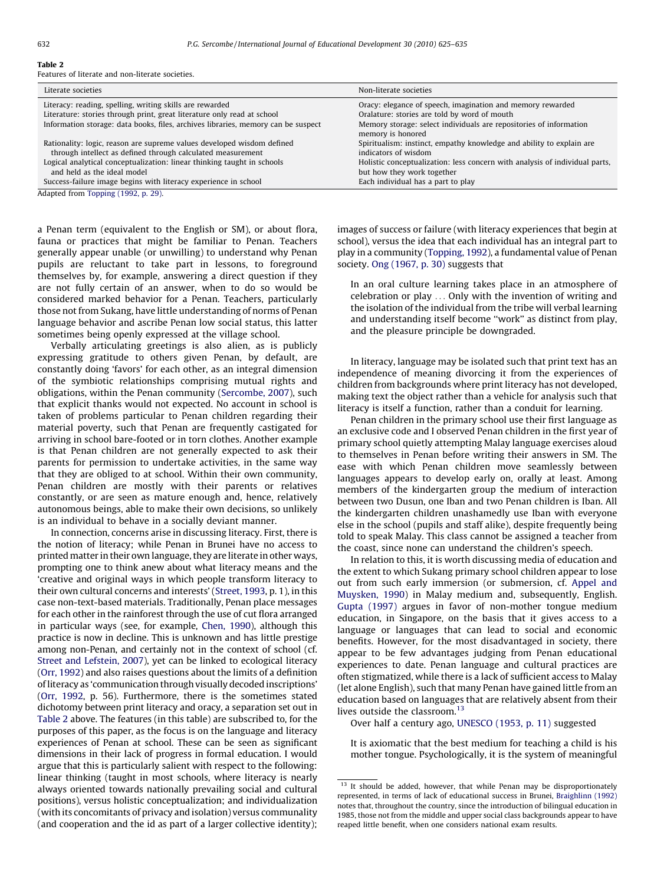**Table 2**
Features of literate and non-literate societies.

| Literate societies | Non-literate societies |
|---|---|
| Literacy: reading, spelling, writing skills are rewarded | Oracy: elegance of speech, imagination and memory rewarded |
| Literature: stories through print, great literature only read at school | Oralature: stories are told by word of mouth |
| Information storage: data books, files, archives libraries, memory can be suspect | Memory storage: select individuals are repositories of information memory is honored |
| Rationality: logic, reason are supreme values developed wisdom defined through intellect as defined through calculated measurement | Spiritualism: instinct, empathy knowledge and ability to explain are indicators of wisdom |
| Logical analytical conceptualization: linear thinking taught in schools and held as the ideal model | Holistic conceptualization: less concern with analysis of individual parts, but how they work together |
| Success-failure image begins with literacy experience in school | Each individual has a part to play |

Adapted from Topping (1992, p. 29).

a Penan term (equivalent to the English or SM), or about flora, fauna or practices that might be familiar to Penan. Teachers generally appear unable (or unwilling) to understand why Penan pupils are reluctant to take part in lessons, to foreground themselves by, for example, answering a direct question if they are not fully certain of an answer, when to do so would be considered marked behavior for a Penan. Teachers, particularly those not from Sukang, have little understanding of norms of Penan language behavior and ascribe Penan low social status, this latter sometimes being openly expressed at the village school.

Verbally articulating greetings is also alien, as is publicly expressing gratitude to others given Penan, by default, are constantly doing 'favors' for each other, as an integral dimension of the symbiotic relationships comprising mutual rights and obligations, within the Penan community (Sercombe, 2007), such that explicit thanks would not expected. No account in school is taken of problems particular to Penan children regarding their material poverty, such that Penan are frequently castigated for arriving in school bare-footed or in torn clothes. Another example is that Penan children are not generally expected to ask their parents for permission to undertake activities, in the same way that they are obliged to at school. Within their own community, Penan children are mostly with their parents or relatives constantly, or are seen as mature enough and, hence, relatively autonomous beings, able to make their own decisions, so unlikely is an individual to behave in a socially deviant manner.

In connection, concerns arise in discussing literacy. First, there is the notion of literacy; while Penan in Brunei have no access to printed matter in their own language, they are literate in other ways, prompting one to think anew about what literacy means and the 'creative and original ways in which people transform literacy to their own cultural concerns and interests' (Street, 1993, p. 1), in this case non-text-based materials. Traditionally, Penan place messages for each other in the rainforest through the use of cut flora arranged in particular ways (see, for example, Chen, 1990), although this practice is now in decline. This is unknown and has little prestige among non-Penan, and certainly not in the context of school (cf. Street and Lefstein, 2007), yet can be linked to ecological literacy (Orr, 1992) and also raises questions about the limits of a definition of literacy as 'communication through visually decoded inscriptions' (Orr, 1992, p. 56). Furthermore, there is the sometimes stated dichotomy between print literacy and oracy, a separation set out in Table 2 above. The features (in this table) are subscribed to, for the purposes of this paper, as the focus is on the language and literacy experiences of Penan at school. These can be seen as significant dimensions in their lack of progress in formal education. I would argue that this is particularly salient with respect to the following: linear thinking (taught in most schools, where literacy is nearly always oriented towards nationally prevailing social and cultural positions), versus holistic conceptualization; and individualization (with its concomitants of privacy and isolation) versus communality (and cooperation and the id as part of a larger collective identity); images of success or failure (with literacy experiences that begin at school), versus the idea that each individual has an integral part to play in a community (Topping, 1992), a fundamental value of Penan society. Ong (1967, p. 30) suggests that

> In an oral culture learning takes place in an atmosphere of celebration or play ... Only with the invention of writing and the isolation of the individual from the tribe will verbal learning and understanding itself become "work" as distinct from play, and the pleasure principle be downgraded.

In literacy, language may be isolated such that print text has an independence of meaning divorcing it from the experiences of children from backgrounds where print literacy has not developed, making text the object rather than a vehicle for analysis such that literacy is itself a function, rather than a conduit for learning.

Penan children in the primary school use their first language as an exclusive code and I observed Penan children in the first year of primary school quietly attempting Malay language exercises aloud to themselves in Penan before writing their answers in SM. The ease with which Penan children move seamlessly between languages appears to develop early on, orally at least. Among members of the kindergarten group the medium of interaction between two Dusun, one Iban and two Penan children is Iban. All the kindergarten children unashamedly use Iban with everyone else in the school (pupils and staff alike), despite frequently being told to speak Malay. This class cannot be assigned a teacher from the coast, since none can understand the children's speech.

In relation to this, it is worth discussing media of education and the extent to which Sukang primary school children appear to lose out from such early immersion (or submersion, cf. Appel and Muysken, 1990) in Malay medium and, subsequently, English. Gupta (1997) argues in favor of non-mother tongue medium education, in Singapore, on the basis that it gives access to a language or languages that can lead to social and economic benefits. However, for the most disadvantaged in society, there appear to be few advantages judging from Penan educational experiences to date. Penan language and cultural practices are often stigmatized, while there is a lack of sufficient access to Malay (let alone English), such that many Penan have gained little from an education based on languages that are relatively absent from their lives outside the classroom.[13]

Over half a century ago, UNESCO (1953, p. 11) suggested

> It is axiomatic that the best medium for teaching a child is his mother tongue. Psychologically, it is the system of meaningful

[13] It should be added, however, that while Penan may be disproportionately represented, in terms of lack of educational success in Brunei, Braighlinn (1992) notes that, throughout the country, since the introduction of bilingual education in 1985, those not from the middle and upper social class backgrounds appear to have reaped little benefit, when one considers national exam results.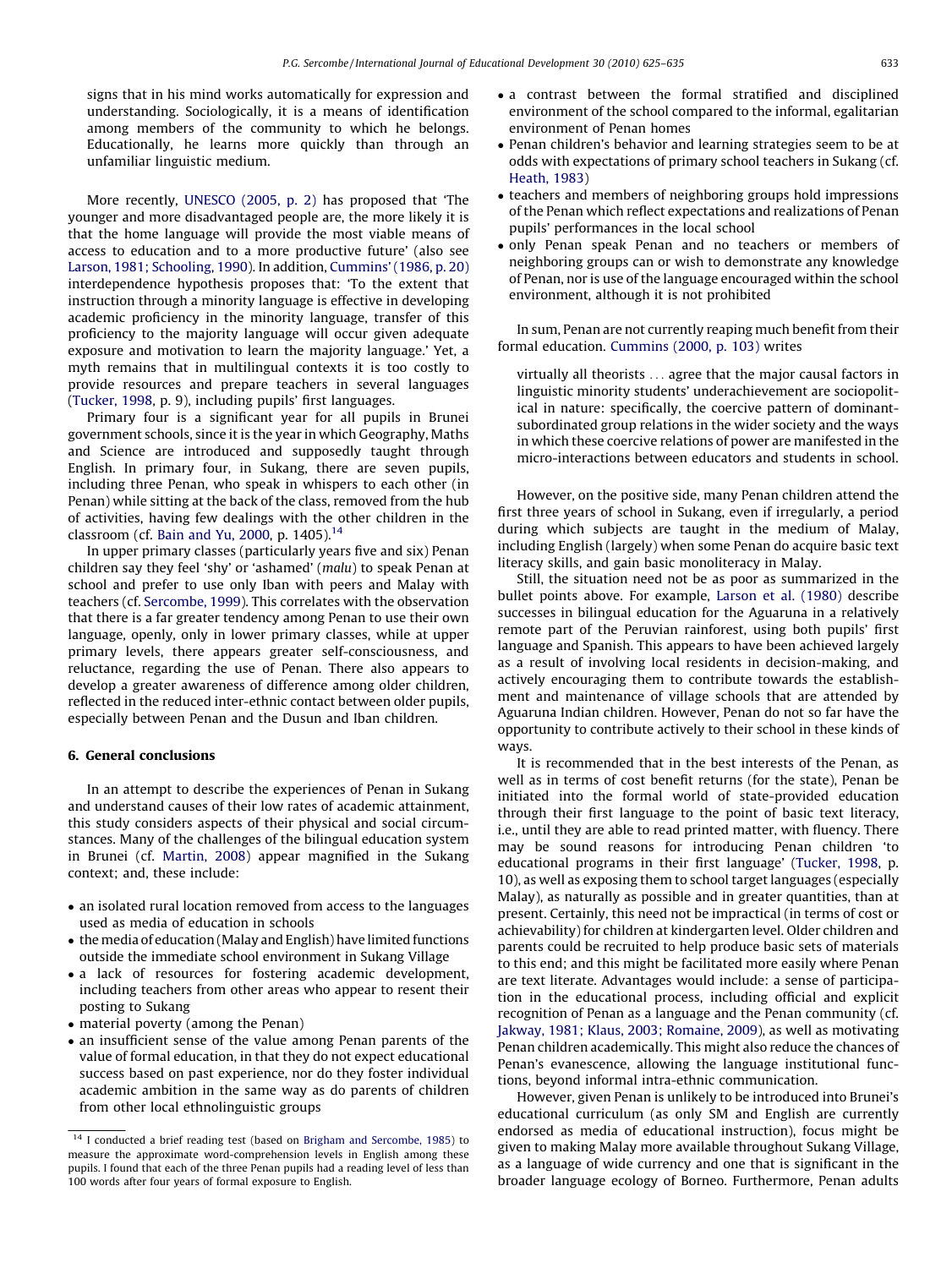signs that in his mind works automatically for expression and understanding. Sociologically, it is a means of identification among members of the community to which he belongs. Educationally, he learns more quickly than through an unfamiliar linguistic medium.

More recently, UNESCO (2005, p. 2) has proposed that 'The younger and more disadvantaged people are, the more likely it is that the home language will provide the most viable means of access to education and to a more productive future' (also see Larson, 1981; Schooling, 1990). In addition, Cummins' (1986, p. 20) interdependence hypothesis proposes that: 'To the extent that instruction through a minority language is effective in developing academic proficiency in the minority language, transfer of this proficiency to the majority language will occur given adequate exposure and motivation to learn the majority language.' Yet, a myth remains that in multilingual contexts it is too costly to provide resources and prepare teachers in several languages (Tucker, 1998, p. 9), including pupils' first languages.

Primary four is a significant year for all pupils in Brunei government schools, since it is the year in which Geography, Maths and Science are introduced and supposedly taught through English. In primary four, in Sukang, there are seven pupils, including three Penan, who speak in whispers to each other (in Penan) while sitting at the back of the class, removed from the hub of activities, having few dealings with the other children in the classroom (cf. Bain and Yu, 2000, p. 1405).[14]

In upper primary classes (particularly years five and six) Penan children say they feel 'shy' or 'ashamed' (*malu*) to speak Penan at school and prefer to use only Iban with peers and Malay with teachers (cf. Sercombe, 1999). This correlates with the observation that there is a far greater tendency among Penan to use their own language, openly, only in lower primary classes, while at upper primary levels, there appears greater self-consciousness, and reluctance, regarding the use of Penan. There also appears to develop a greater awareness of difference among older children, reflected in the reduced inter-ethnic contact between older pupils, especially between Penan and the Dusun and Iban children.

## 6. General conclusions

In an attempt to describe the experiences of Penan in Sukang and understand causes of their low rates of academic attainment, this study considers aspects of their physical and social circumstances. Many of the challenges of the bilingual education system in Brunei (cf. Martin, 2008) appear magnified in the Sukang context; and, these include:

- an isolated rural location removed from access to the languages used as media of education in schools
- the media of education (Malay and English) have limited functions outside the immediate school environment in Sukang Village
- a lack of resources for fostering academic development, including teachers from other areas who appear to resent their posting to Sukang
- material poverty (among the Penan)
- an insufficient sense of the value among Penan parents of the value of formal education, in that they do not expect educational success based on past experience, nor do they foster individual academic ambition in the same way as do parents of children from other local ethnolinguistic groups
- a contrast between the formal stratified and disciplined environment of the school compared to the informal, egalitarian environment of Penan homes
- Penan children's behavior and learning strategies seem to be at odds with expectations of primary school teachers in Sukang (cf. Heath, 1983)
- teachers and members of neighboring groups hold impressions of the Penan which reflect expectations and realizations of Penan pupils' performances in the local school
- only Penan speak Penan and no teachers or members of neighboring groups can or wish to demonstrate any knowledge of Penan, nor is use of the language encouraged within the school environment, although it is not prohibited

In sum, Penan are not currently reaping much benefit from their formal education. Cummins (2000, p. 103) writes

> virtually all theorists ... agree that the major causal factors in linguistic minority students' underachievement are sociopolitical in nature: specifically, the coercive pattern of dominant-subordinated group relations in the wider society and the ways in which these coercive relations of power are manifested in the micro-interactions between educators and students in school.

However, on the positive side, many Penan children attend the first three years of school in Sukang, even if irregularly, a period during which subjects are taught in the medium of Malay, including English (largely) when some Penan do acquire basic text literacy skills, and gain basic monoliteracy in Malay.

Still, the situation need not be as poor as summarized in the bullet points above. For example, Larson et al. (1980) describe successes in bilingual education for the Aguaruna in a relatively remote part of the Peruvian rainforest, using both pupils' first language and Spanish. This appears to have been achieved largely as a result of involving local residents in decision-making, and actively encouraging them to contribute towards the establishment and maintenance of village schools that are attended by Aguaruna Indian children. However, Penan do not so far have the opportunity to contribute actively to their school in these kinds of ways.

It is recommended that in the best interests of the Penan, as well as in terms of cost benefit returns (for the state), Penan be initiated into the formal world of state-provided education through their first language to the point of basic text literacy, i.e., until they are able to read printed matter, with fluency. There may be sound reasons for introducing Penan children 'to educational programs in their first language' (Tucker, 1998, p. 10), as well as exposing them to school target languages (especially Malay), as naturally as possible and in greater quantities, than at present. Certainly, this need not be impractical (in terms of cost or achievability) for children at kindergarten level. Older children and parents could be recruited to help produce basic sets of materials to this end; and this might be facilitated more easily where Penan are text literate. Advantages would include: a sense of participation in the educational process, including official and explicit recognition of Penan as a language and the Penan community (cf. Jakway, 1981; Klaus, 2003; Romaine, 2009), as well as motivating Penan children academically. This might also reduce the chances of Penan's evanescence, allowing the language institutional functions, beyond informal intra-ethnic communication.

However, given Penan is unlikely to be introduced into Brunei's educational curriculum (as only SM and English are currently endorsed as media of educational instruction), focus might be given to making Malay more available throughout Sukang Village, as a language of wide currency and one that is significant in the broader language ecology of Borneo. Furthermore, Penan adults

---

[14] I conducted a brief reading test (based on Brigham and Sercombe, 1985) to measure the approximate word-comprehension levels in English among these pupils. I found that each of the three Penan pupils had a reading level of less than 100 words after four years of formal exposure to English.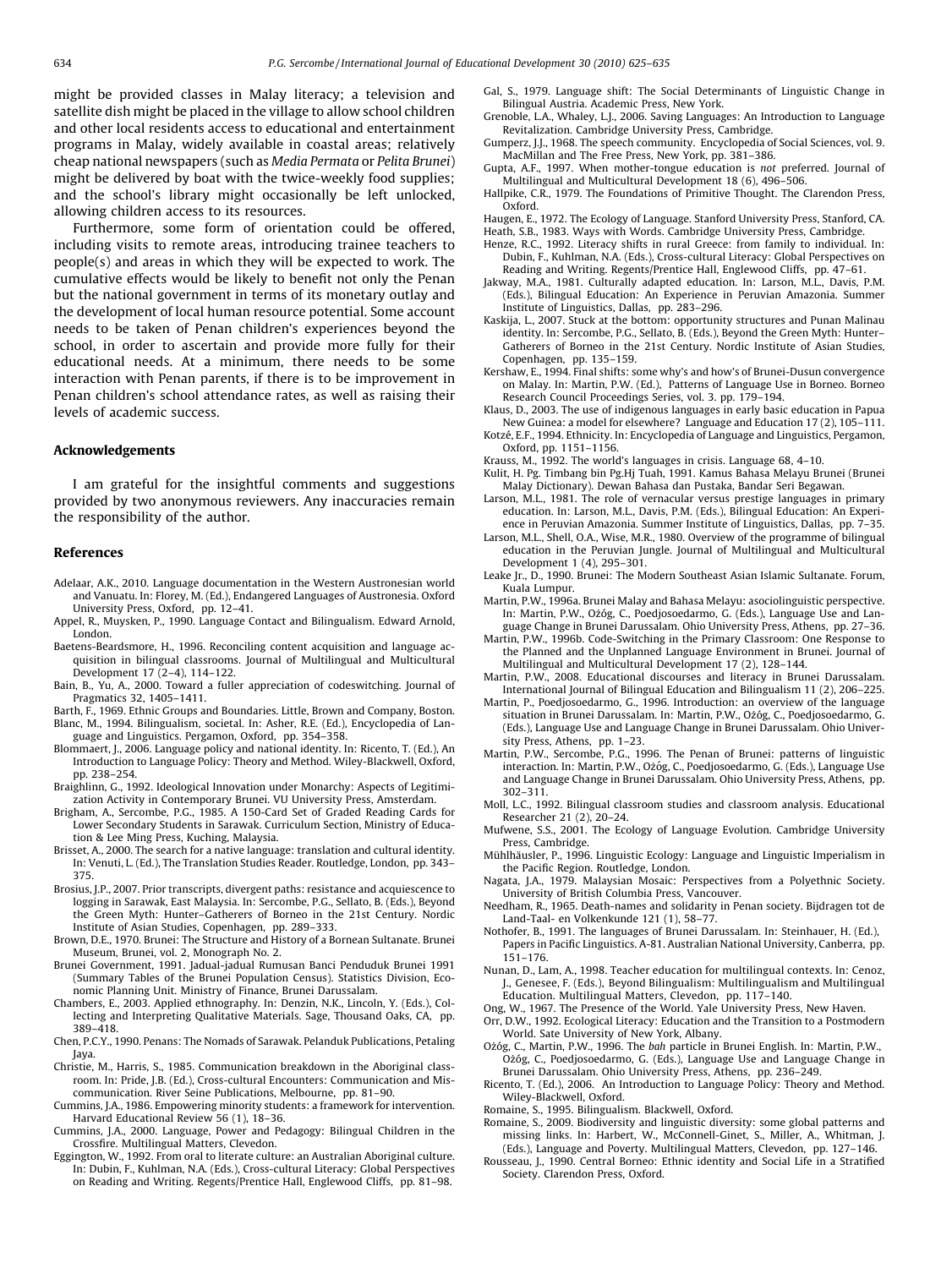might be provided classes in Malay literacy; a television and satellite dish might be placed in the village to allow school children and other local residents access to educational and entertainment programs in Malay, widely available in coastal areas; relatively cheap national newspapers (such as *Media Permata* or *Pelita Brunei*) might be delivered by boat with the twice-weekly food supplies; and the school's library might occasionally be left unlocked, allowing children access to its resources.

Furthermore, some form of orientation could be offered, including visits to remote areas, introducing trainee teachers to people(s) and areas in which they will be expected to work. The cumulative effects would be likely to benefit not only the Penan but the national government in terms of its monetary outlay and the development of local human resource potential. Some account needs to be taken of Penan children's experiences beyond the school, in order to ascertain and provide more fully for their educational needs. At a minimum, there needs to be some interaction with Penan parents, if there is to be improvement in Penan children's school attendance rates, as well as raising their levels of academic success.

## Acknowledgements

I am grateful for the insightful comments and suggestions provided by two anonymous reviewers. Any inaccuracies remain the responsibility of the author.

## References

Adelaar, A.K., 2010. Language documentation in the Western Austronesian world and Vanuatu. In: Florey, M. (Ed.), Endangered Languages of Austronesia. Oxford University Press, Oxford, pp. 12–41.

Appel, R., Muysken, P., 1990. Language Contact and Bilingualism. Edward Arnold, London.

Baetens-Beardsmore, H., 1996. Reconciling content acquisition and language acquisition in bilingual classrooms. Journal of Multilingual and Multicultural Development 17 (2–4), 114–122.

Bain, B., Yu, A., 2000. Toward a fuller appreciation of codeswitching. Journal of Pragmatics 32, 1405–1411.

Barth, F., 1969. Ethnic Groups and Boundaries. Little, Brown and Company, Boston.

Blanc, M., 1994. Bilingualism, societal. In: Asher, R.E. (Ed.), Encyclopedia of Language and Linguistics. Pergamon, Oxford, pp. 354–358.

Blommaert, J., 2006. Language policy and national identity. In: Ricento, T. (Ed.), An Introduction to Language Policy: Theory and Method. Wiley-Blackwell, Oxford, pp. 238–254.

Braighlinn, G., 1992. Ideological Innovation under Monarchy: Aspects of Legitimization Activity in Contemporary Brunei. VU University Press, Amsterdam.

Brigham, A., Sercombe, P.G., 1985. A 150-Card Set of Graded Reading Cards for Lower Secondary Students in Sarawak. Curriculum Section, Ministry of Education & Lee Ming Press, Kuching, Malaysia.

Brisset, A., 2000. The search for a native language: translation and cultural identity. In: Venuti, L. (Ed.), The Translation Studies Reader. Routledge, London, pp. 343–375.

Brosius, J.P., 2007. Prior transcripts, divergent paths: resistance and acquiescence to logging in Sarawak, East Malaysia. In: Sercombe, P.G., Sellato, B. (Eds.), Beyond the Green Myth: Hunter–Gatherers of Borneo in the 21st Century. Nordic Institute of Asian Studies, Copenhagen, pp. 289–333.

Brown, D.E., 1970. Brunei: The Structure and History of a Bornean Sultanate. Brunei Museum, Brunei, vol. 2, Monograph No. 2.

Brunei Government, 1991. Jadual-jadual Rumusan Banci Penduduk Brunei 1991 (Summary Tables of the Brunei Population Census). Statistics Division, Economic Planning Unit. Ministry of Finance, Brunei Darussalam.

Chambers, E., 2003. Applied ethnography. In: Denzin, N.K., Lincoln, Y. (Eds.), Collecting and Interpreting Qualitative Materials. Sage, Thousand Oaks, CA, pp. 389–418.

Chen, P.C.Y., 1990. Penans: The Nomads of Sarawak. Pelanduk Publications, Petaling Jaya.

Christie, M., Harris, S., 1985. Communication breakdown in the Aboriginal classroom. In: Pride, J.B. (Ed.), Cross-cultural Encounters: Communication and Miscommunication. River Seine Publications, Melbourne, pp. 81–90.

Cummins, J.A., 1986. Empowering minority students: a framework for intervention. Harvard Educational Review 56 (1), 18–36.

Cummins, J.A., 2000. Language, Power and Pedagogy: Bilingual Children in the Crossfire. Multilingual Matters, Clevedon.

Eggington, W., 1992. From oral to literate culture: an Australian Aboriginal culture. In: Dubin, F., Kuhlman, N.A. (Eds.), Cross-cultural Literacy: Global Perspectives on Reading and Writing. Regents/Prentice Hall, Englewood Cliffs, pp. 81–98.

Gal, S., 1979. Language shift: The Social Determinants of Linguistic Change in Bilingual Austria. Academic Press, New York.

Grenoble, L.A., Whaley, L.J., 2006. Saving Languages: An Introduction to Language Revitalization. Cambridge University Press, Cambridge.

Gumperz, J.J., 1968. The speech community. Encyclopedia of Social Sciences, vol. 9. MacMillan and The Free Press, New York, pp. 381–386.

Gupta, A.F., 1997. When mother-tongue education is *not* preferred. Journal of Multilingual and Multicultural Development 18 (6), 496–506.

Hallpike, C.R., 1979. The Foundations of Primitive Thought. The Clarendon Press, Oxford.

Haugen, E., 1972. The Ecology of Language. Stanford University Press, Stanford, CA.

Heath, S.B., 1983. Ways with Words. Cambridge University Press, Cambridge.

Henze, R.C., 1992. Literacy shifts in rural Greece: from family to individual. In: Dubin, F., Kuhlman, N.A. (Eds.), Cross-cultural Literacy: Global Perspectives on Reading and Writing. Regents/Prentice Hall, Englewood Cliffs, pp. 47–61.

Jakway, M.A., 1981. Culturally adapted education. In: Larson, M.L., Davis, P.M. (Eds.), Bilingual Education: An Experience in Peruvian Amazonia. Summer Institute of Linguistics, Dallas, pp. 283–296.

Kaskija, L., 2007. Stuck at the bottom: opportunity structures and Punan Malinau identity. In: Sercombe, P.G., Sellato, B. (Eds.), Beyond the Green Myth: Hunter–Gatherers of Borneo in the 21st Century. Nordic Institute of Asian Studies, Copenhagen, pp. 135–159.

Kershaw, E., 1994. Final shifts: some why's and how's of Brunei-Dusun convergence on Malay. In: Martin, P.W. (Ed.), Patterns of Language Use in Borneo. Borneo Research Council Proceedings Series, vol. 3. pp. 179–194.

Klaus, D., 2003. The use of indigenous languages in early basic education in Papua New Guinea: a model for elsewhere? Language and Education 17 (2), 105–111.

Kotzé, E.F., 1994. Ethnicity. In: Encyclopedia of Language and Linguistics, Pergamon, Oxford, pp. 1151–1156.

Krauss, M., 1992. The world's languages in crisis. Language 68, 4–10.

Kulit, H. Pg. Timbang bin Pg.Hj Tuah, 1991. Kamus Bahasa Melayu Brunei (Brunei Malay Dictionary). Dewan Bahasa dan Pustaka, Bandar Seri Begawan.

Larson, M.L., 1981. The role of vernacular versus prestige languages in primary education. In: Larson, M.L., Davis, P.M. (Eds.), Bilingual Education: An Experience in Peruvian Amazonia. Summer Institute of Linguistics, Dallas, pp. 7–35.

Larson, M.L., Shell, O.A., Wise, M.R., 1980. Overview of the programme of bilingual education in the Peruvian Jungle. Journal of Multilingual and Multicultural Development 1 (4), 295–301.

Leake Jr., D., 1990. Brunei: The Modern Southeast Asian Islamic Sultanate. Forum, Kuala Lumpur.

Martin, P.W., 1996a. Brunei Malay and Bahasa Melayu: asociolinguistic perspective. In: Martin, P.W., Ożóg, C., Poedjosoedarmo, G. (Eds.), Language Use and Language Change in Brunei Darussalam. Ohio University Press, Athens, pp. 27–36.

Martin, P.W., 1996b. Code-Switching in the Primary Classroom: One Response to the Planned and the Unplanned Language Environment in Brunei. Journal of Multilingual and Multicultural Development 17 (2), 128–144.

Martin, P.W., 2008. Educational discourses and literacy in Brunei Darussalam. International Journal of Bilingual Education and Bilingualism 11 (2), 206–225.

Martin, P., Poedjosoedarmo, G., 1996. Introduction: an overview of the language situation in Brunei Darussalam. In: Martin, P.W., Ożóg, C., Poedjosoedarmo, G. (Eds.), Language Use and Language Change in Brunei Darussalam. Ohio University Press, Athens, pp. 1–23.

Martin, P.W., Sercombe, P.G., 1996. The Penan of Brunei: patterns of linguistic interaction. In: Martin, P.W., Ożóg, C., Poedjosoedarmo, G. (Eds.), Language Use and Language Change in Brunei Darussalam. Ohio University Press, Athens, pp. 302–311.

Moll, L.C., 1992. Bilingual classroom studies and classroom analysis. Educational Researcher 21 (2), 20–24.

Mufwene, S.S., 2001. The Ecology of Language Evolution. Cambridge University Press, Cambridge.

Mühlhäusler, P., 1996. Linguistic Ecology: Language and Linguistic Imperialism in the Pacific Region. Routledge, London.

Nagata, J.A., 1979. Malaysian Mosaic: Perspectives from a Polyethnic Society. University of British Columbia Press, Vancouver.

Needham, R., 1965. Death-names and solidarity in Penan society. Bijdragen tot de Land-Taal- en Volkenkunde 121 (1), 58–77.

Nothofer, B., 1991. The languages of Brunei Darussalam. In: Steinhauer, H. (Ed.), Papers in Pacific Linguistics. A-81. Australian National University, Canberra, pp. 151–176.

Nunan, D., Lam, A., 1998. Teacher education for multilingual contexts. In: Cenoz, J., Genesee, F. (Eds.), Beyond Bilingualism: Multilingualism and Multilingual Education. Multilingual Matters, Clevedon, pp. 117–140.

Ong, W., 1967. The Presence of the World. Yale University Press, New Haven.

Orr, D.W., 1992. Ecological Literacy: Education and the Transition to a Postmodern World. Sate University of New York, Albany.

Ożóg, C., Martin, P.W., 1996. The *bah* particle in Brunei English. In: Martin, P.W., Ożóg, C., Poedjosoedarmo, G. (Eds.), Language Use and Language Change in Brunei Darussalam. Ohio University Press, Athens, pp. 236–249.

Ricento, T. (Ed.), 2006. An Introduction to Language Policy: Theory and Method. Wiley-Blackwell, Oxford.

Romaine, S., 1995. Bilingualism. Blackwell, Oxford.

Romaine, S., 2009. Biodiversity and linguistic diversity: some global patterns and missing links. In: Harbert, W., McConnell-Ginet, S., Miller, A., Whitman, J. (Eds.), Language and Poverty. Multilingual Matters, Clevedon, pp. 127–146.

Rousseau, J., 1990. Central Borneo: Ethnic identity and Social Life in a Stratified Society. Clarendon Press, Oxford.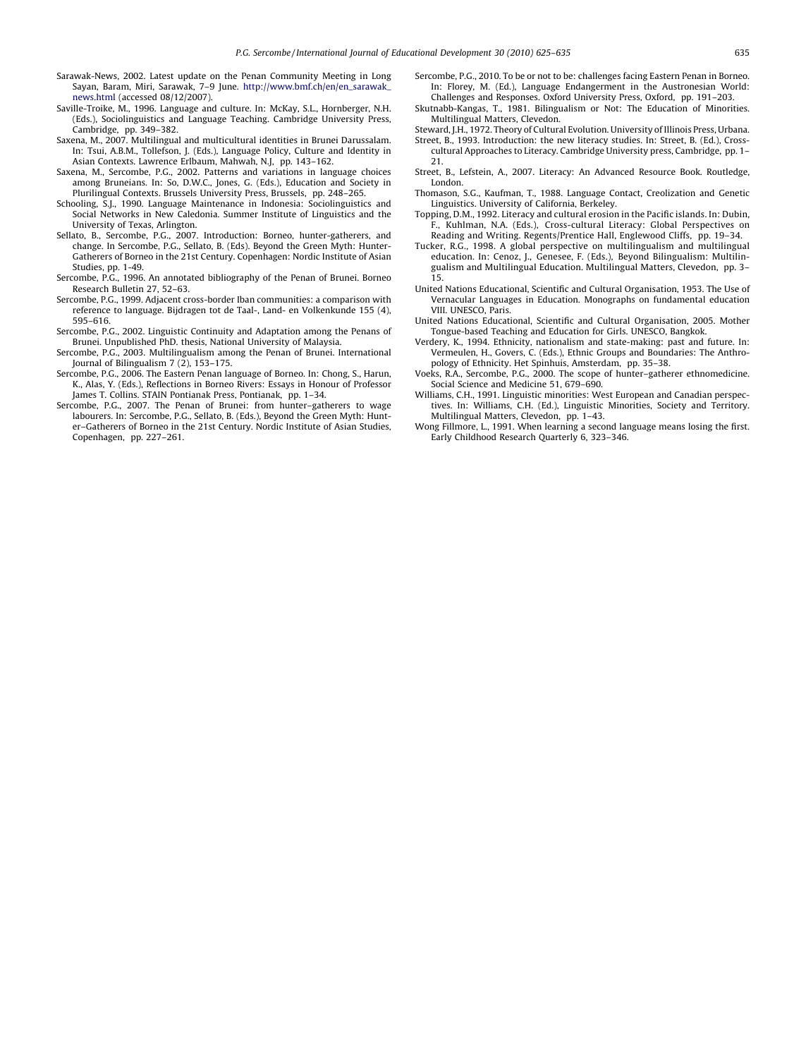Sarawak-News, 2002. Latest update on the Penan Community Meeting in Long Sayan, Baram, Miri, Sarawak, 7–9 June. http://www.bmf.ch/en/en_sarawak_news.html (accessed 08/12/2007).

Saville-Troike, M., 1996. Language and culture. In: McKay, S.L., Hornberger, N.H. (Eds.), Sociolinguistics and Language Teaching. Cambridge University Press, Cambridge, pp. 349–382.

Saxena, M., 2007. Multilingual and multicultural identities in Brunei Darussalam. In: Tsui, A.B.M., Tollefson, J. (Eds.), Language Policy, Culture and Identity in Asian Contexts. Lawrence Erlbaum, Mahwah, N.J, pp. 143–162.

Saxena, M., Sercombe, P.G., 2002. Patterns and variations in language choices among Bruneians. In: So, D.W.C., Jones, G. (Eds.), Education and Society in Plurilingual Contexts. Brussels University Press, Brussels, pp. 248–265.

Schooling, S.J., 1990. Language Maintenance in Indonesia: Sociolinguistics and Social Networks in New Caledonia. Summer Institute of Linguistics and the University of Texas, Arlington.

Sellato, B., Sercombe, P.G., 2007. Introduction: Borneo, hunter-gatherers, and change. In Sercombe, P.G., Sellato, B. (Eds). Beyond the Green Myth: Hunter-Gatherers of Borneo in the 21st Century. Copenhagen: Nordic Institute of Asian Studies, pp. 1-49.

Sercombe, P.G., 1996. An annotated bibliography of the Penan of Brunei. Borneo Research Bulletin 27, 52–63.

Sercombe, P.G., 1999. Adjacent cross-border Iban communities: a comparison with reference to language. Bijdragen tot de Taal-, Land- en Volkenkunde 155 (4), 595–616.

Sercombe, P.G., 2002. Linguistic Continuity and Adaptation among the Penans of Brunei. Unpublished PhD. thesis, National University of Malaysia.

Sercombe, P.G., 2003. Multilingualism among the Penan of Brunei. International Journal of Bilingualism 7 (2), 153–175.

Sercombe, P.G., 2006. The Eastern Penan language of Borneo. In: Chong, S., Harun, K., Alas, Y. (Eds.), Reflections in Borneo Rivers: Essays in Honour of Professor James T. Collins. STAIN Pontianak Press, Pontianak, pp. 1–34.

Sercombe, P.G., 2007. The Penan of Brunei: from hunter–gatherers to wage labourers. In: Sercombe, P.G., Sellato, B. (Eds.), Beyond the Green Myth: Hunter–Gatherers of Borneo in the 21st Century. Nordic Institute of Asian Studies, Copenhagen, pp. 227–261.

Sercombe, P.G., 2010. To be or not to be: challenges facing Eastern Penan in Borneo. In: Florey, M. (Ed.), Language Endangerment in the Austronesian World: Challenges and Responses. Oxford University Press, Oxford, pp. 191–203.

Skutnabb-Kangas, T., 1981. Bilingualism or Not: The Education of Minorities. Multilingual Matters, Clevedon.

Steward, J.H., 1972. Theory of Cultural Evolution. University of Illinois Press, Urbana.

Street, B., 1993. Introduction: the new literacy studies. In: Street, B. (Ed.), Cross-cultural Approaches to Literacy. Cambridge University press, Cambridge, pp. 1–21.

Street, B., Lefstein, A., 2007. Literacy: An Advanced Resource Book. Routledge, London.

Thomason, S.G., Kaufman, T., 1988. Language Contact, Creolization and Genetic Linguistics. University of California, Berkeley.

Topping, D.M., 1992. Literacy and cultural erosion in the Pacific islands. In: Dubin, F., Kuhlman, N.A. (Eds.), Cross-cultural Literacy: Global Perspectives on Reading and Writing. Regents/Prentice Hall, Englewood Cliffs, pp. 19–34.

Tucker, R.G., 1998. A global perspective on multilingualism and multilingual education. In: Cenoz, J., Genesee, F. (Eds.), Beyond Bilingualism: Multilingualism and Multilingual Education. Multilingual Matters, Clevedon, pp. 3–15.

United Nations Educational, Scientific and Cultural Organisation, 1953. The Use of Vernacular Languages in Education. Monographs on fundamental education VIII. UNESCO, Paris.

United Nations Educational, Scientific and Cultural Organisation, 2005. Mother Tongue-based Teaching and Education for Girls. UNESCO, Bangkok.

Verdery, K., 1994. Ethnicity, nationalism and state-making: past and future. In: Vermeulen, H., Govers, C. (Eds.), Ethnic Groups and Boundaries: The Anthropology of Ethnicity. Het Spinhuis, Amsterdam, pp. 35–38.

Voeks, R.A., Sercombe, P.G., 2000. The scope of hunter–gatherer ethnomedicine. Social Science and Medicine 51, 679–690.

Williams, C.H., 1991. Linguistic minorities: West European and Canadian perspectives. In: Williams, C.H. (Ed.), Linguistic Minorities, Society and Territory. Multilingual Matters, Clevedon, pp. 1–43.

Wong Fillmore, L., 1991. When learning a second language means losing the first. Early Childhood Research Quarterly 6, 323–346.